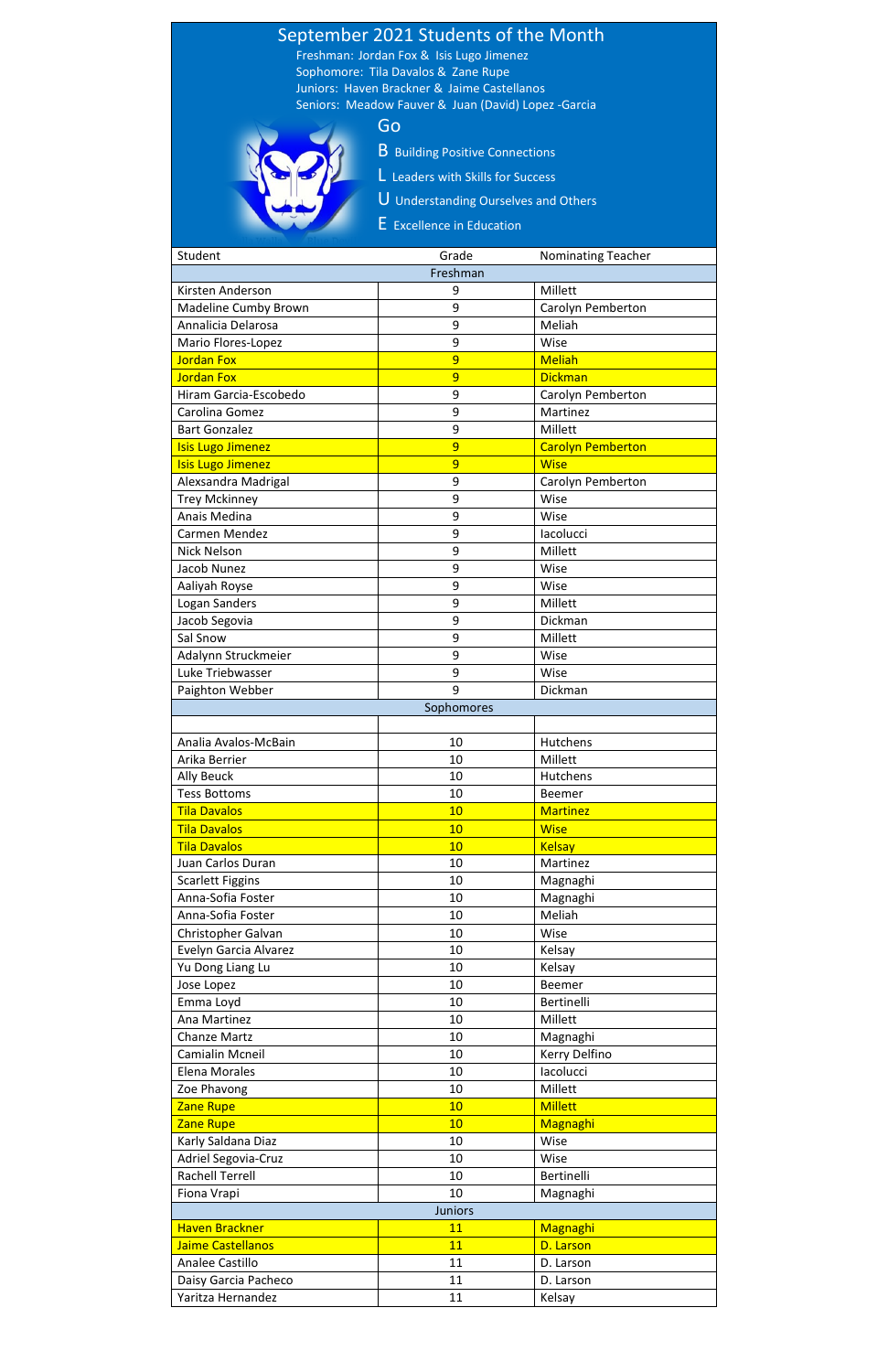# September 2021 Students of the Month

Freshman: Jordan Fox & Isis Lugo Jimenez
Sophomore: Tila Davalos & Zane Rupe
Juniors: Haven Brackner & Jaime Castellanos
Seniors: Meadow Fauver & Juan (David) Lopez -Garcia

Go
**B** Building Positive Connections
**L** Leaders with Skills for Success
**U** Understanding Ourselves and Others
**E** Excellence in Education

| Student | Grade | Nominating Teacher |
|---|---|---|
| | Freshman | |
| Kirsten Anderson | 9 | Millett |
| Madeline Cumby Brown | 9 | Carolyn Pemberton |
| Annalicia Delarosa | 9 | Meliah |
| Mario Flores-Lopez | 9 | Wise |
| Jordan Fox | 9 | Meliah |
| Jordan Fox | 9 | Dickman |
| Hiram Garcia-Escobedo | 9 | Carolyn Pemberton |
| Carolina Gomez | 9 | Martinez |
| Bart Gonzalez | 9 | Millett |
| Isis Lugo Jimenez | 9 | Carolyn Pemberton |
| Isis Lugo Jimenez | 9 | Wise |
| Alexsandra Madrigal | 9 | Carolyn Pemberton |
| Trey Mckinney | 9 | Wise |
| Anais Medina | 9 | Wise |
| Carmen Mendez | 9 | Iacolucci |
| Nick Nelson | 9 | Millett |
| Jacob Nunez | 9 | Wise |
| Aaliyah Royse | 9 | Wise |
| Logan Sanders | 9 | Millett |
| Jacob Segovia | 9 | Dickman |
| Sal Snow | 9 | Millett |
| Adalynn Struckmeier | 9 | Wise |
| Luke Triebwasser | 9 | Wise |
| Paighton Webber | 9 | Dickman |
| | Sophomores | |
| | | |
| Analia Avalos-McBain | 10 | Hutchens |
| Arika Berrier | 10 | Millett |
| Ally Beuck | 10 | Hutchens |
| Tess Bottoms | 10 | Beemer |
| Tila Davalos | 10 | Martinez |
| Tila Davalos | 10 | Wise |
| Tila Davalos | 10 | Kelsay |
| Juan Carlos Duran | 10 | Martinez |
| Scarlett Figgins | 10 | Magnaghi |
| Anna-Sofia Foster | 10 | Magnaghi |
| Anna-Sofia Foster | 10 | Meliah |
| Christopher Galvan | 10 | Wise |
| Evelyn Garcia Alvarez | 10 | Kelsay |
| Yu Dong Liang Lu | 10 | Kelsay |
| Jose Lopez | 10 | Beemer |
| Emma Loyd | 10 | Bertinelli |
| Ana Martinez | 10 | Millett |
| Chanze Martz | 10 | Magnaghi |
| Camialin Mcneil | 10 | Kerry Delfino |
| Elena Morales | 10 | Iacolucci |
| Zoe Phavong | 10 | Millett |
| Zane Rupe | 10 | Millett |
| Zane Rupe | 10 | Magnaghi |
| Karly Saldana Diaz | 10 | Wise |
| Adriel Segovia-Cruz | 10 | Wise |
| Rachell Terrell | 10 | Bertinelli |
| Fiona Vrapi | 10 | Magnaghi |
| | Juniors | |
| Haven Brackner | 11 | Magnaghi |
| Jaime Castellanos | 11 | D. Larson |
| Analee Castillo | 11 | D. Larson |
| Daisy Garcia Pacheco | 11 | D. Larson |
| Yaritza Hernandez | 11 | Kelsay |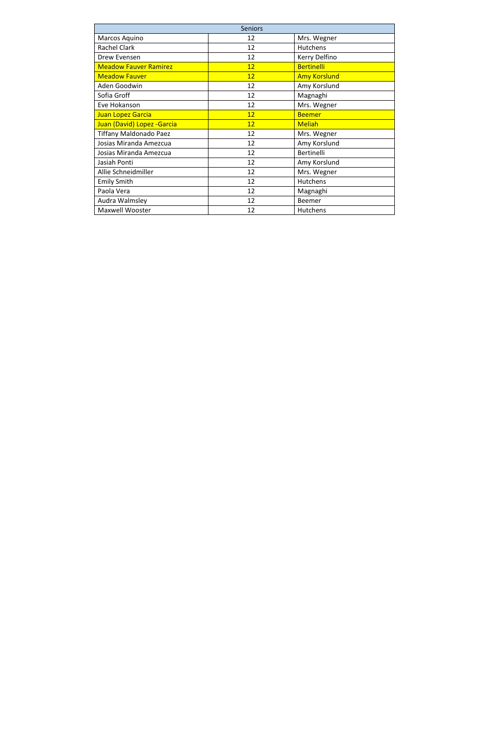| Seniors | | |
|---|---|---|
| Marcos Aquino | 12 | Mrs. Wegner |
| Rachel Clark | 12 | Hutchens |
| Drew Evensen | 12 | Kerry Delfino |
| Meadow Fauver Ramirez | 12 | Bertinelli |
| Meadow Fauver | 12 | Amy Korslund |
| Aden Goodwin | 12 | Amy Korslund |
| Sofia Groff | 12 | Magnaghi |
| Eve Hokanson | 12 | Mrs. Wegner |
| Juan Lopez Garcia | 12 | Beemer |
| Juan (David) Lopez -Garcia | 12 | Meliah |
| Tiffany Maldonado Paez | 12 | Mrs. Wegner |
| Josias Miranda Amezcua | 12 | Amy Korslund |
| Josias Miranda Amezcua | 12 | Bertinelli |
| Jasiah Ponti | 12 | Amy Korslund |
| Allie Schneidmiller | 12 | Mrs. Wegner |
| Emily Smith | 12 | Hutchens |
| Paola Vera | 12 | Magnaghi |
| Audra Walmsley | 12 | Beemer |
| Maxwell Wooster | 12 | Hutchens |